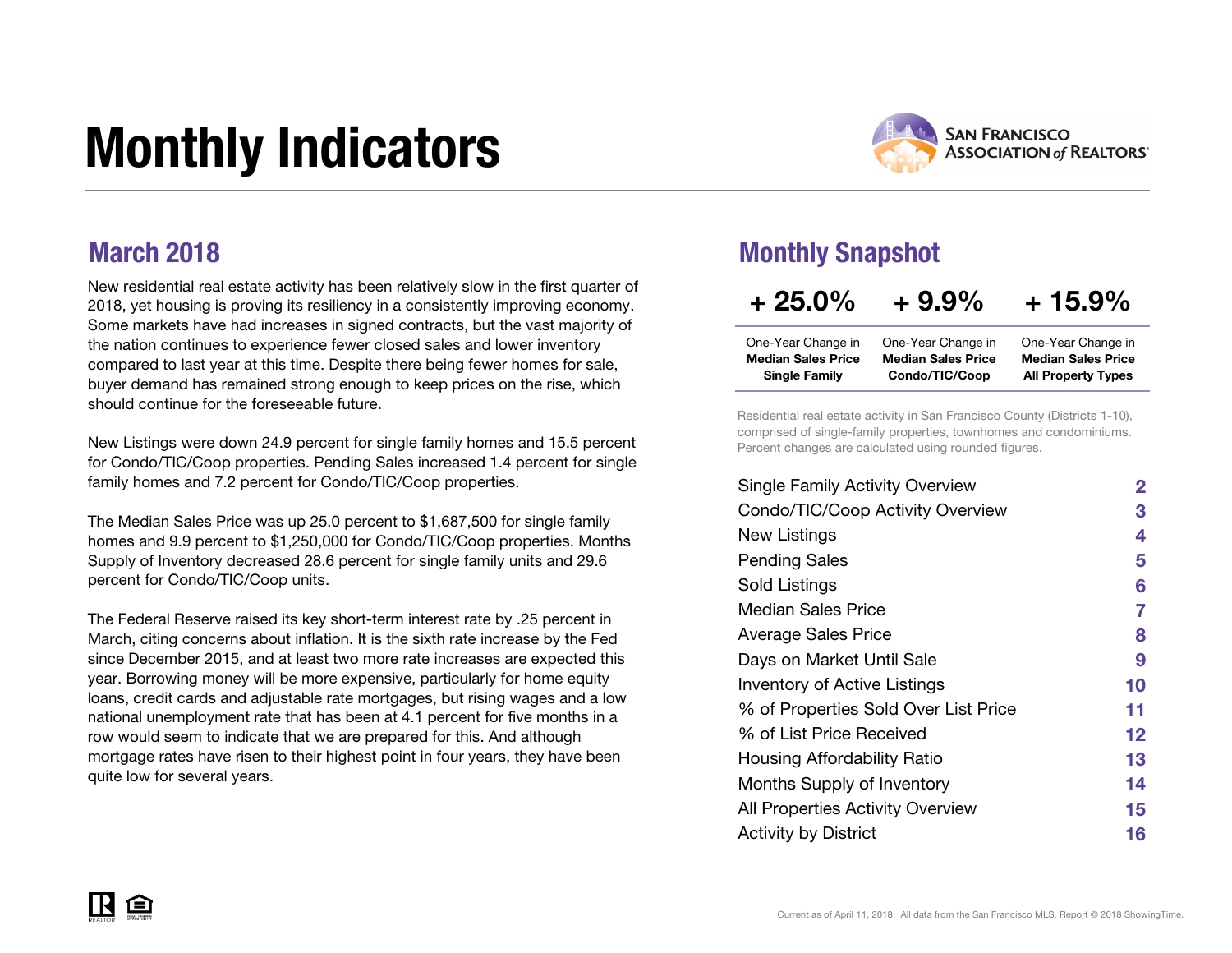# Monthly Indicators

SAN FRANCISCO ASSOCIATION of REALTORS®

## March 2018

New residential real estate activity has been relatively slow in the first quarter of 2018, yet housing is proving its resiliency in a consistently improving economy. Some markets have had increases in signed contracts, but the vast majority of the nation continues to experience fewer closed sales and lower inventory compared to last year at this time. Despite there being fewer homes for sale, buyer demand has remained strong enough to keep prices on the rise, which should continue for the foreseeable future.

New Listings were down 24.9 percent for single family homes and 15.5 percent for Condo/TIC/Coop properties. Pending Sales increased 1.4 percent for single family homes and 7.2 percent for Condo/TIC/Coop properties.

The Median Sales Price was up 25.0 percent to $1,687,500 for single family homes and 9.9 percent to $1,250,000 for Condo/TIC/Coop properties. Months Supply of Inventory decreased 28.6 percent for single family units and 29.6 percent for Condo/TIC/Coop units.

The Federal Reserve raised its key short-term interest rate by .25 percent in March, citing concerns about inflation. It is the sixth rate increase by the Fed since December 2015, and at least two more rate increases are expected this year. Borrowing money will be more expensive, particularly for home equity loans, credit cards and adjustable rate mortgages, but rising wages and a low national unemployment rate that has been at 4.1 percent for five months in a row would seem to indicate that we are prepared for this. And although mortgage rates have risen to their highest point in four years, they have been quite low for several years.

## Monthly Snapshot

| + 25.0% | + 9.9% | + 15.9% |
|---|---|---|
| One-Year Change in **Median Sales Price Single Family** | One-Year Change in **Median Sales Price Condo/TIC/Coop** | One-Year Change in **Median Sales Price All Property Types** |

Residential real estate activity in San Francisco County (Districts 1-10), comprised of single-family properties, townhomes and condominiums. Percent changes are calculated using rounded figures.

| | |
|---|---|
| Single Family Activity Overview | 2 |
| Condo/TIC/Coop Activity Overview | 3 |
| New Listings | 4 |
| Pending Sales | 5 |
| Sold Listings | 6 |
| Median Sales Price | 7 |
| Average Sales Price | 8 |
| Days on Market Until Sale | 9 |
| Inventory of Active Listings | 10 |
| % of Properties Sold Over List Price | 11 |
| % of List Price Received | 12 |
| Housing Affordability Ratio | 13 |
| Months Supply of Inventory | 14 |
| All Properties Activity Overview | 15 |
| Activity by District | 16 |

Current as of April 11, 2018. All data from the San Francisco MLS. Report © 2018 ShowingTime.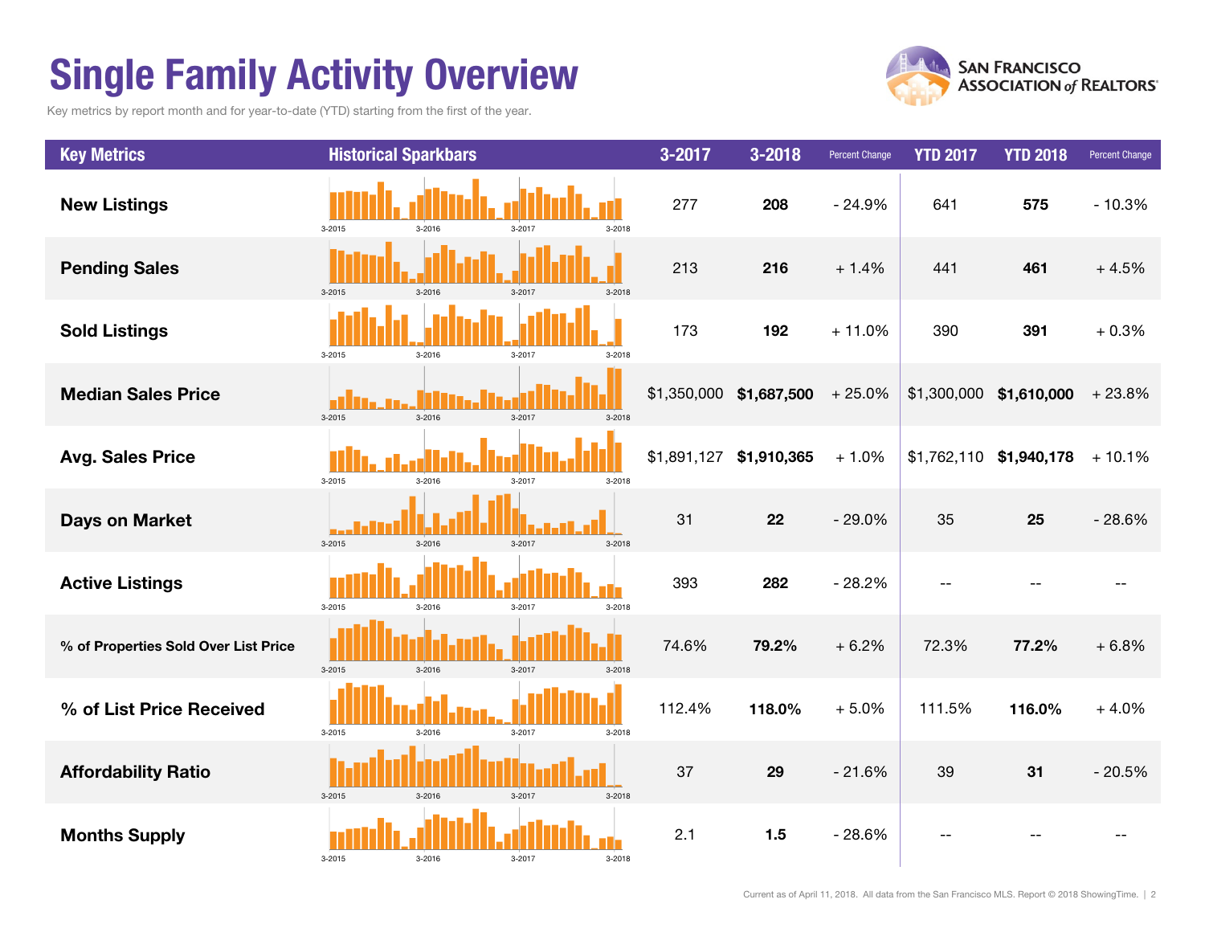# Single Family Activity Overview

Key metrics by report month and for year-to-date (YTD) starting from the first of the year.

| Key Metrics | Historical Sparkbars | 3-2017 | 3-2018 | Percent Change | YTD 2017 | YTD 2018 | Percent Change |
|---|---|---|---|---|---|---|---|
| New Listings | 3-2015 3-2016 3-2017 3-2018 | 277 | **208** | - 24.9% | 641 | **575** | - 10.3% |
| Pending Sales | 3-2015 3-2016 3-2017 3-2018 | 213 | **216** | + 1.4% | 441 | **461** | + 4.5% |
| Sold Listings | 3-2015 3-2016 3-2017 3-2018 | 173 | **192** | + 11.0% | 390 | **391** | + 0.3% |
| Median Sales Price | 3-2015 3-2016 3-2017 3-2018 | $1,350,000 | **$1,687,500** | + 25.0% | $1,300,000 | **$1,610,000** | + 23.8% |
| Avg. Sales Price | 3-2015 3-2016 3-2017 3-2018 | $1,891,127 | **$1,910,365** | + 1.0% | $1,762,110 | **$1,940,178** | + 10.1% |
| Days on Market | 3-2015 3-2016 3-2017 3-2018 | 31 | **22** | - 29.0% | 35 | **25** | - 28.6% |
| Active Listings | 3-2015 3-2016 3-2017 3-2018 | 393 | **282** | - 28.2% | -- | -- | -- |
| % of Properties Sold Over List Price | 3-2015 3-2016 3-2017 3-2018 | 74.6% | **79.2%** | + 6.2% | 72.3% | **77.2%** | + 6.8% |
| % of List Price Received | 3-2015 3-2016 3-2017 3-2018 | 112.4% | **118.0%** | + 5.0% | 111.5% | **116.0%** | + 4.0% |
| Affordability Ratio | 3-2015 3-2016 3-2017 3-2018 | 37 | **29** | - 21.6% | 39 | **31** | - 20.5% |
| Months Supply | 3-2015 3-2016 3-2017 3-2018 | 2.1 | **1.5** | - 28.6% | -- | -- | -- |

Current as of April 11, 2018. All data from the San Francisco MLS. Report © 2018 ShowingTime.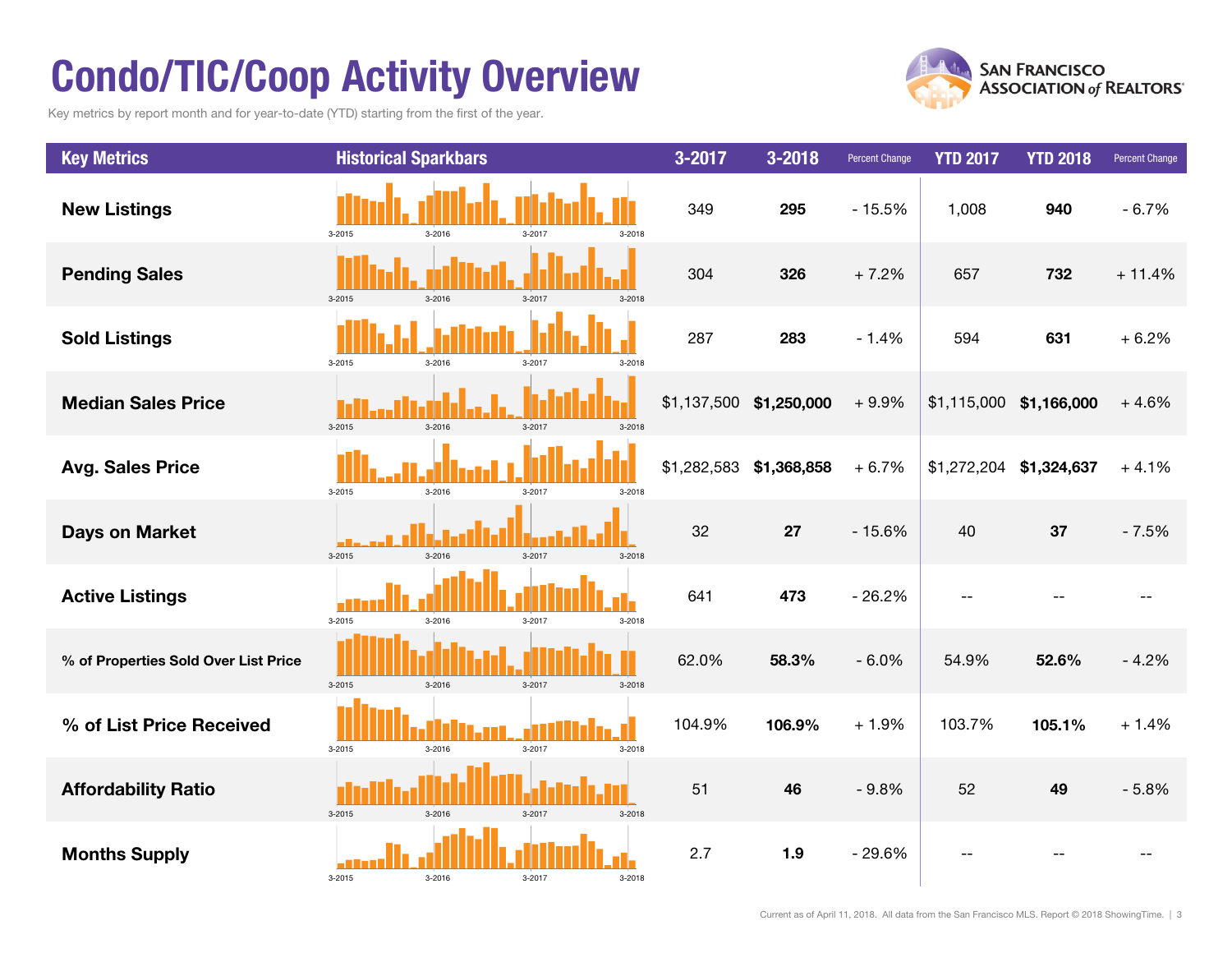# Condo/TIC/Coop Activity Overview

Key metrics by report month and for year-to-date (YTD) starting from the first of the year.

| Key Metrics | Historical Sparkbars | 3-2017 | 3-2018 | Percent Change | YTD 2017 | YTD 2018 | Percent Change |
|---|---|---|---|---|---|---|---|
| **New Listings** | 3-2015 3-2016 3-2017 3-2018 | 349 | **295** | - 15.5% | 1,008 | **940** | - 6.7% |
| **Pending Sales** | 3-2015 3-2016 3-2017 3-2018 | 304 | **326** | + 7.2% | 657 | **732** | + 11.4% |
| **Sold Listings** | 3-2015 3-2016 3-2017 3-2018 | 287 | **283** | - 1.4% | 594 | **631** | + 6.2% |
| **Median Sales Price** | 3-2015 3-2016 3-2017 3-2018 | $1,137,500 | **$1,250,000** | + 9.9% | $1,115,000 | **$1,166,000** | + 4.6% |
| **Avg. Sales Price** | 3-2015 3-2016 3-2017 3-2018 | $1,282,583 | **$1,368,858** | + 6.7% | $1,272,204 | **$1,324,637** | + 4.1% |
| **Days on Market** | 3-2015 3-2016 3-2017 3-2018 | 32 | **27** | - 15.6% | 40 | **37** | - 7.5% |
| **Active Listings** | 3-2015 3-2016 3-2017 3-2018 | 641 | **473** | - 26.2% | -- | -- | -- |
| **% of Properties Sold Over List Price** | 3-2015 3-2016 3-2017 3-2018 | 62.0% | **58.3%** | - 6.0% | 54.9% | **52.6%** | - 4.2% |
| **% of List Price Received** | 3-2015 3-2016 3-2017 3-2018 | 104.9% | **106.9%** | + 1.9% | 103.7% | **105.1%** | + 1.4% |
| **Affordability Ratio** | 3-2015 3-2016 3-2017 3-2018 | 51 | **46** | - 9.8% | 52 | **49** | - 5.8% |
| **Months Supply** | 3-2015 3-2016 3-2017 3-2018 | 2.7 | **1.9** | - 29.6% | -- | -- | -- |

Current as of April 11, 2018. All data from the San Francisco MLS. Report © 2018 ShowingTime.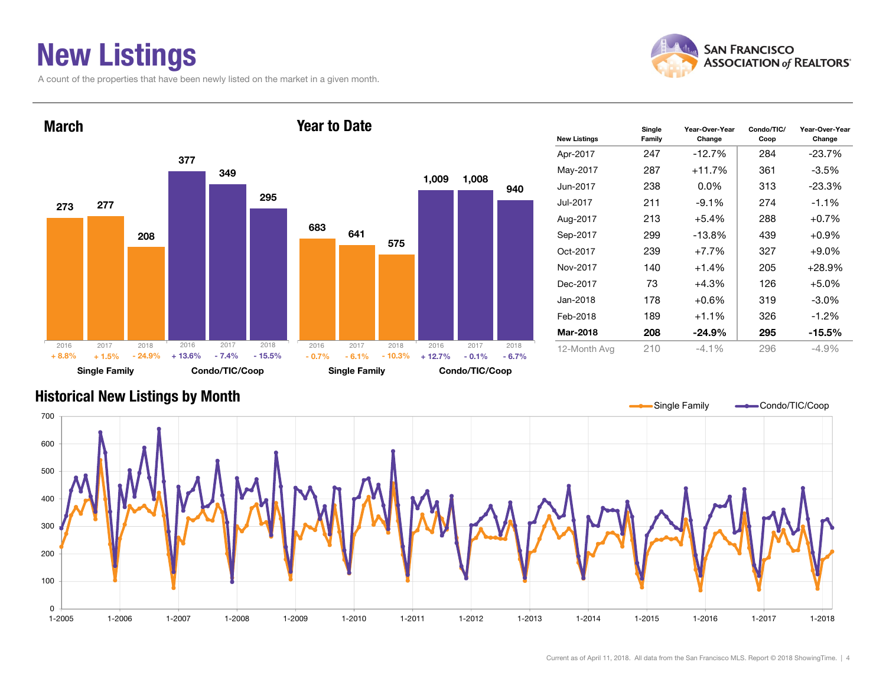# New Listings

A count of the properties that have been newly listed on the market in a given month.

## March

| | 2016 | 2017 | 2018 |
|---|---|---|---|
| Single Family | 273 | 277 | 208 |
| Change | + 8.8% | + 1.5% | - 24.9% |
| Condo/TIC/Coop | 377 | 349 | 295 |
| Change | + 13.6% | - 7.4% | - 15.5% |

## Year to Date

| | 2016 | 2017 | 2018 |
|---|---|---|---|
| Single Family | 683 | 641 | 575 |
| Change | - 0.7% | - 6.1% | - 10.3% |
| Condo/TIC/Coop | 1,009 | 1,008 | 940 |
| Change | + 12.7% | - 0.1% | - 6.7% |

| New Listings | Single Family | Year-Over-Year Change | Condo/TIC/ Coop | Year-Over-Year Change |
|---|---|---|---|---|
| Apr-2017 | 247 | -12.7% | 284 | -23.7% |
| May-2017 | 287 | +11.7% | 361 | -3.5% |
| Jun-2017 | 238 | 0.0% | 313 | -23.3% |
| Jul-2017 | 211 | -9.1% | 274 | -1.1% |
| Aug-2017 | 213 | +5.4% | 288 | +0.7% |
| Sep-2017 | 299 | -13.8% | 439 | +0.9% |
| Oct-2017 | 239 | +7.7% | 327 | +9.0% |
| Nov-2017 | 140 | +1.4% | 205 | +28.9% |
| Dec-2017 | 73 | +4.3% | 126 | +5.0% |
| Jan-2018 | 178 | +0.6% | 319 | -3.0% |
| Feb-2018 | 189 | +1.1% | 326 | -1.2% |
| **Mar-2018** | **208** | **-24.9%** | **295** | **-15.5%** |
| 12-Month Avg | 210 | -4.1% | 296 | -4.9% |

## Historical New Listings by Month

Single Family — Condo/TIC/Coop

Current as of April 11, 2018. All data from the San Francisco MLS. Report © 2018 ShowingTime.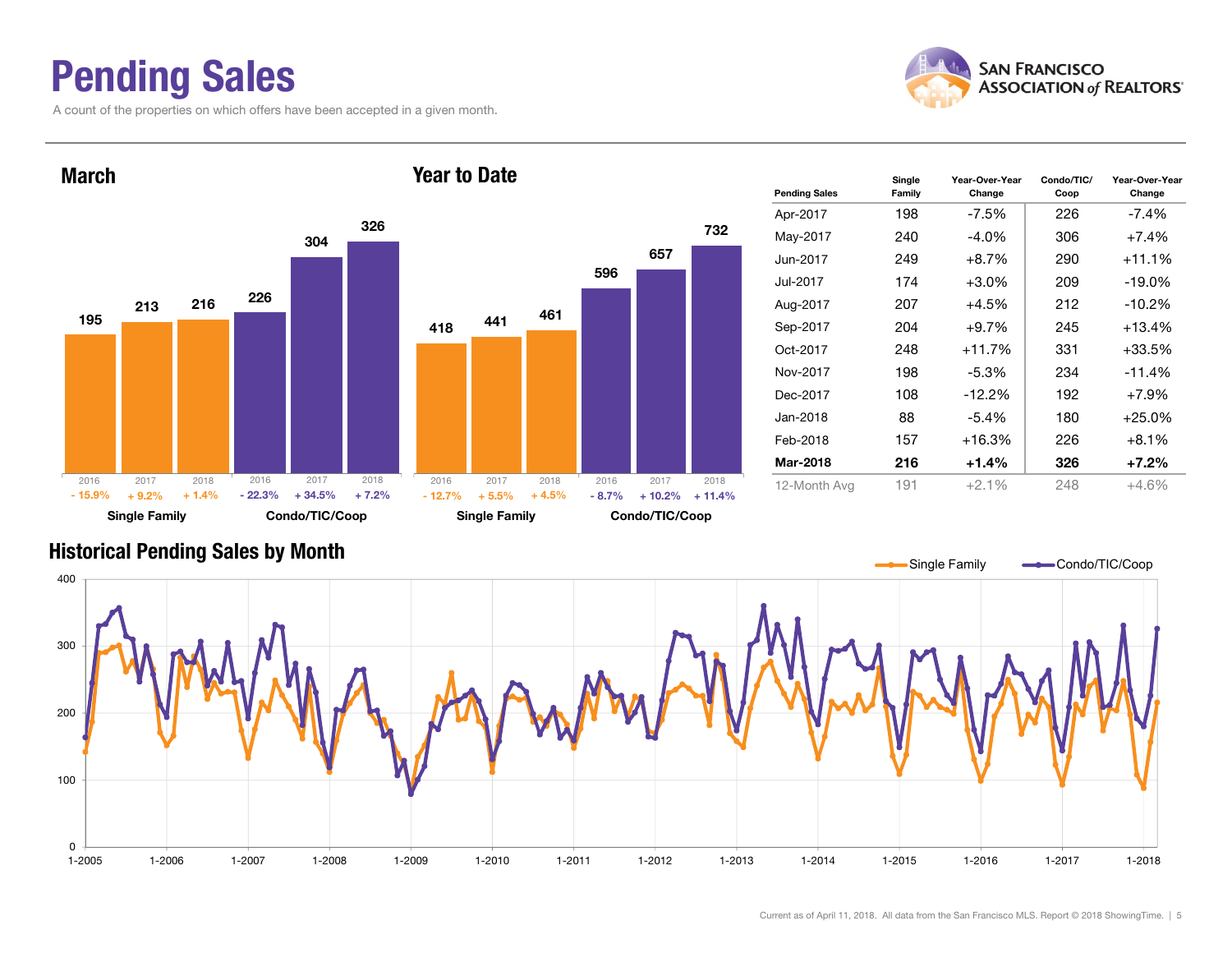# Pending Sales

A count of the properties on which offers have been accepted in a given month.

## March

| | 2016 | 2017 | 2018 |
|---|---|---|---|
| Single Family | 195 | 213 | 216 |
| Change | - 15.9% | + 9.2% | + 1.4% |
| Condo/TIC/Coop | 226 | 304 | 326 |
| Change | - 22.3% | + 34.5% | + 7.2% |

## Year to Date

| | 2016 | 2017 | 2018 |
|---|---|---|---|
| Single Family | 418 | 441 | 461 |
| Change | - 12.7% | + 5.5% | + 4.5% |
| Condo/TIC/Coop | 596 | 657 | 732 |
| Change | - 8.7% | + 10.2% | + 11.4% |

| Pending Sales | Single Family | Year-Over-Year Change | Condo/TIC/ Coop | Year-Over-Year Change |
|---|---|---|---|---|
| Apr-2017 | 198 | -7.5% | 226 | -7.4% |
| May-2017 | 240 | -4.0% | 306 | +7.4% |
| Jun-2017 | 249 | +8.7% | 290 | +11.1% |
| Jul-2017 | 174 | +3.0% | 209 | -19.0% |
| Aug-2017 | 207 | +4.5% | 212 | -10.2% |
| Sep-2017 | 204 | +9.7% | 245 | +13.4% |
| Oct-2017 | 248 | +11.7% | 331 | +33.5% |
| Nov-2017 | 198 | -5.3% | 234 | -11.4% |
| Dec-2017 | 108 | -12.2% | 192 | +7.9% |
| Jan-2018 | 88 | -5.4% | 180 | +25.0% |
| Feb-2018 | 157 | +16.3% | 226 | +8.1% |
| **Mar-2018** | **216** | **+1.4%** | **326** | **+7.2%** |
| 12-Month Avg | 191 | +2.1% | 248 | +4.6% |

## Historical Pending Sales by Month

Current as of April 11, 2018. All data from the San Francisco MLS. Report © 2018 ShowingTime.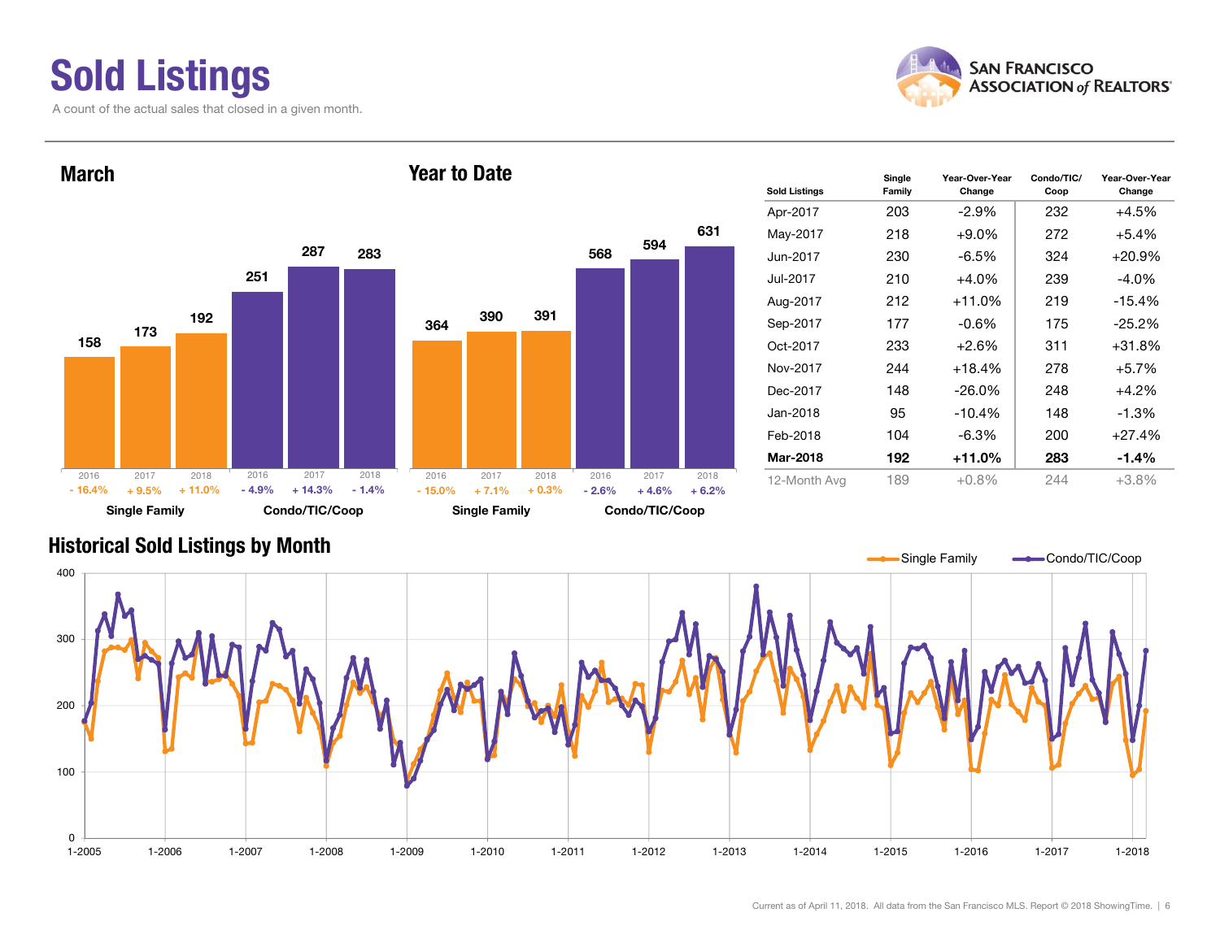# Sold Listings

A count of the actual sales that closed in a given month.

## March

| | 2016 | 2017 | 2018 |
|---|---|---|---|
| Single Family | 158 | 173 | 192 |
| Change | - 16.4% | + 9.5% | + 11.0% |
| Condo/TIC/Coop | 251 | 287 | 283 |
| Change | - 4.9% | + 14.3% | - 1.4% |

## Year to Date

| | 2016 | 2017 | 2018 |
|---|---|---|---|
| Single Family | 364 | 390 | 391 |
| Change | - 15.0% | + 7.1% | + 0.3% |
| Condo/TIC/Coop | 568 | 594 | 631 |
| Change | - 2.6% | + 4.6% | + 6.2% |

| Sold Listings | Single Family | Year-Over-Year Change | Condo/TIC/ Coop | Year-Over-Year Change |
|---|---|---|---|---|
| Apr-2017 | 203 | -2.9% | 232 | +4.5% |
| May-2017 | 218 | +9.0% | 272 | +5.4% |
| Jun-2017 | 230 | -6.5% | 324 | +20.9% |
| Jul-2017 | 210 | +4.0% | 239 | -4.0% |
| Aug-2017 | 212 | +11.0% | 219 | -15.4% |
| Sep-2017 | 177 | -0.6% | 175 | -25.2% |
| Oct-2017 | 233 | +2.6% | 311 | +31.8% |
| Nov-2017 | 244 | +18.4% | 278 | +5.7% |
| Dec-2017 | 148 | -26.0% | 248 | +4.2% |
| Jan-2018 | 95 | -10.4% | 148 | -1.3% |
| Feb-2018 | 104 | -6.3% | 200 | +27.4% |
| **Mar-2018** | **192** | **+11.0%** | **283** | **-1.4%** |
| 12-Month Avg | 189 | +0.8% | 244 | +3.8% |

## Historical Sold Listings by Month

Single Family / Condo/TIC/Coop

Current as of April 11, 2018. All data from the San Francisco MLS. Report © 2018 ShowingTime.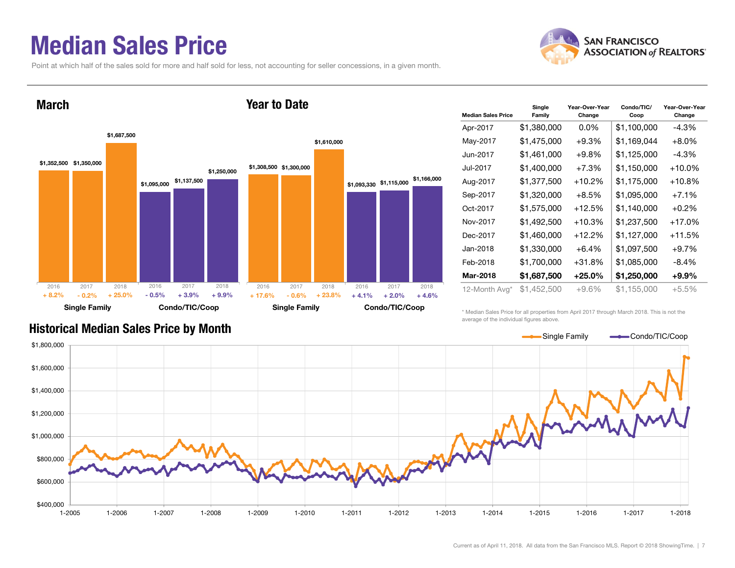# Median Sales Price

Point at which half of the sales sold for more and half sold for less, not accounting for seller concessions, in a given month.

## March

| | 2016 | 2017 | 2018 |
| --- | --- | --- | --- |
| Single Family | $1,352,500 | $1,350,000 | $1,687,500 |
| Change | + 8.2% | - 0.2% | + 25.0% |
| Condo/TIC/Coop | $1,095,000 | $1,137,500 | $1,250,000 |
| Change | - 0.5% | + 3.9% | + 9.9% |

## Year to Date

| | 2016 | 2017 | 2018 |
| --- | --- | --- | --- |
| Single Family | $1,308,500 | $1,300,000 | $1,610,000 |
| Change | + 17.6% | - 0.6% | + 23.8% |
| Condo/TIC/Coop | $1,093,330 | $1,115,000 | $1,166,000 |
| Change | + 4.1% | + 2.0% | + 4.6% |

| Median Sales Price | Single Family | Year-Over-Year Change | Condo/TIC/ Coop | Year-Over-Year Change |
| --- | --- | --- | --- | --- |
| Apr-2017 | $1,380,000 | 0.0% | $1,100,000 | -4.3% |
| May-2017 | $1,475,000 | +9.3% | $1,169,044 | +8.0% |
| Jun-2017 | $1,461,000 | +9.8% | $1,125,000 | -4.3% |
| Jul-2017 | $1,400,000 | +7.3% | $1,150,000 | +10.0% |
| Aug-2017 | $1,377,500 | +10.2% | $1,175,000 | +10.8% |
| Sep-2017 | $1,320,000 | +8.5% | $1,095,000 | +7.1% |
| Oct-2017 | $1,575,000 | +12.5% | $1,140,000 | +0.2% |
| Nov-2017 | $1,492,500 | +10.3% | $1,237,500 | +17.0% |
| Dec-2017 | $1,460,000 | +12.2% | $1,127,000 | +11.5% |
| Jan-2018 | $1,330,000 | +6.4% | $1,097,500 | +9.7% |
| Feb-2018 | $1,700,000 | +31.8% | $1,085,000 | -8.4% |
| **Mar-2018** | **$1,687,500** | **+25.0%** | **$1,250,000** | **+9.9%** |
| 12-Month Avg* | $1,452,500 | +9.6% | $1,155,000 | +5.5% |

* Median Sales Price for all properties from April 2017 through March 2018. This is not the average of the individual figures above.

## Historical Median Sales Price by Month

Single Family — Condo/TIC/Coop

Current as of April 11, 2018. All data from the San Francisco MLS. Report © 2018 ShowingTime.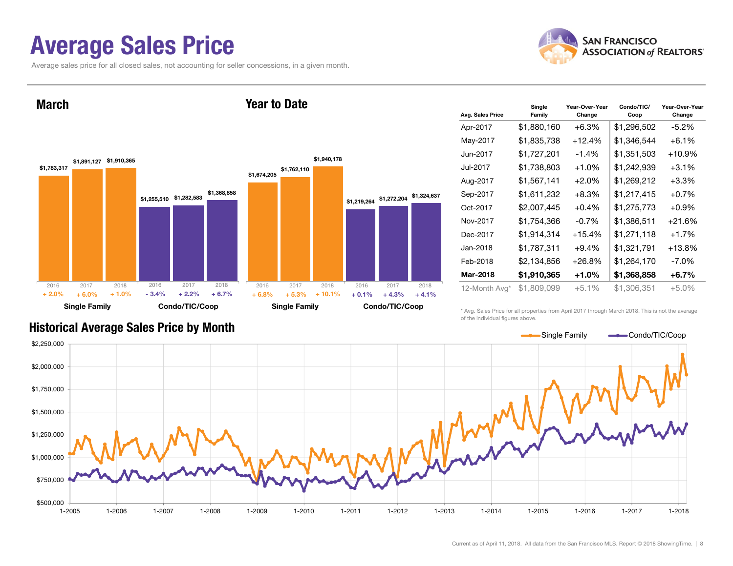# Average Sales Price

Average sales price for all closed sales, not accounting for seller concessions, in a given month.

## March

| | Single Family | | | Condo/TIC/Coop | | |
|---|---|---|---|---|---|---|
| Year | 2016 | 2017 | 2018 | 2016 | 2017 | 2018 |
| Price | $1,783,317 | $1,891,127 | $1,910,365 | $1,255,510 | $1,282,583 | $1,368,858 |
| Change | + 2.0% | + 6.0% | + 1.0% | - 3.4% | + 2.2% | + 6.7% |

## Year to Date

| | Single Family | | | Condo/TIC/Coop | | |
|---|---|---|---|---|---|---|
| Year | 2016 | 2017 | 2018 | 2016 | 2017 | 2018 |
| Price | $1,674,205 | $1,762,110 | $1,940,178 | $1,219,264 | $1,272,204 | $1,324,637 |
| Change | + 6.8% | + 5.3% | + 10.1% | + 0.1% | + 4.3% | + 4.1% |

| Avg. Sales Price | Single Family | Year-Over-Year Change | Condo/TIC/ Coop | Year-Over-Year Change |
|---|---|---|---|---|
| Apr-2017 | $1,880,160 | +6.3% | $1,296,502 | -5.2% |
| May-2017 | $1,835,738 | +12.4% | $1,346,544 | +6.1% |
| Jun-2017 | $1,727,201 | -1.4% | $1,351,503 | +10.9% |
| Jul-2017 | $1,738,803 | +1.0% | $1,242,939 | +3.1% |
| Aug-2017 | $1,567,141 | +2.0% | $1,269,212 | +3.3% |
| Sep-2017 | $1,611,232 | +8.3% | $1,217,415 | +0.7% |
| Oct-2017 | $2,007,445 | +0.4% | $1,275,773 | +0.9% |
| Nov-2017 | $1,754,366 | -0.7% | $1,386,511 | +21.6% |
| Dec-2017 | $1,914,314 | +15.4% | $1,271,118 | +1.7% |
| Jan-2018 | $1,787,311 | +9.4% | $1,321,791 | +13.8% |
| Feb-2018 | $2,134,856 | +26.8% | $1,264,170 | -7.0% |
| **Mar-2018** | **$1,910,365** | **+1.0%** | **$1,368,858** | **+6.7%** |
| 12-Month Avg* | $1,809,099 | +5.1% | $1,306,351 | +5.0% |

\* Avg. Sales Price for all properties from April 2017 through March 2018. This is not the average of the individual figures above.

## Historical Average Sales Price by Month

Single Family — Condo/TIC/Coop

Current as of April 11, 2018. All data from the San Francisco MLS. Report © 2018 ShowingTime.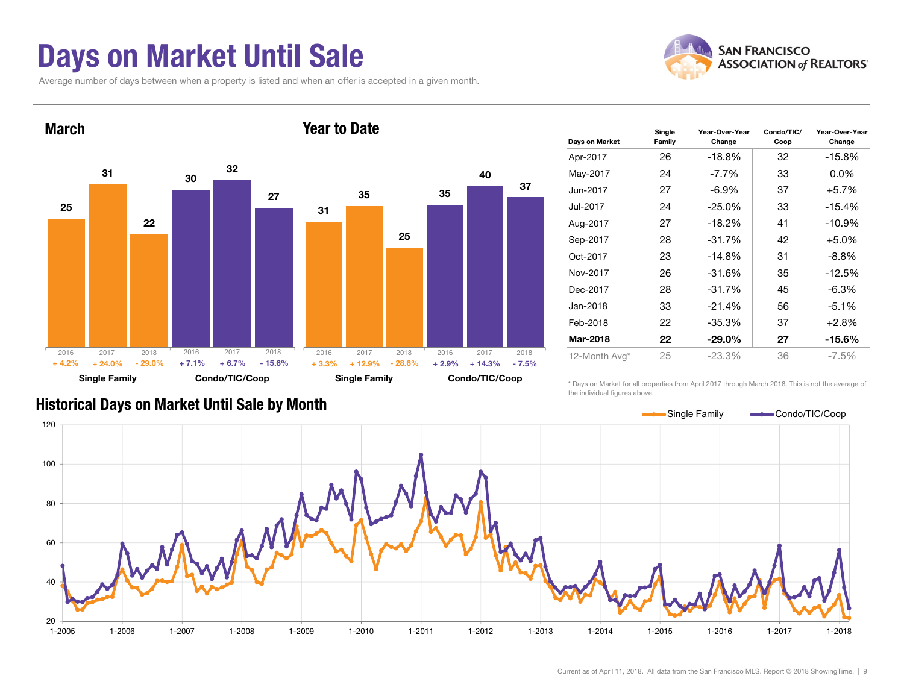# Days on Market Until Sale

Average number of days between when a property is listed and when an offer is accepted in a given month.

## March

| | 2016 | 2017 | 2018 |
|---|---|---|---|
| Single Family | 25 | 31 | 22 |
| Change | + 4.2% | + 24.0% | - 29.0% |
| Condo/TIC/Coop | 30 | 32 | 27 |
| Change | + 7.1% | + 6.7% | - 15.6% |

## Year to Date

| | 2016 | 2017 | 2018 |
|---|---|---|---|
| Single Family | 31 | 35 | 25 |
| Change | + 3.3% | + 12.9% | - 28.6% |
| Condo/TIC/Coop | 35 | 40 | 37 |
| Change | + 2.9% | + 14.3% | - 7.5% |

| Days on Market | Single Family | Year-Over-Year Change | Condo/TIC/ Coop | Year-Over-Year Change |
|---|---|---|---|---|
| Apr-2017 | 26 | -18.8% | 32 | -15.8% |
| May-2017 | 24 | -7.7% | 33 | 0.0% |
| Jun-2017 | 27 | -6.9% | 37 | +5.7% |
| Jul-2017 | 24 | -25.0% | 33 | -15.4% |
| Aug-2017 | 27 | -18.2% | 41 | -10.9% |
| Sep-2017 | 28 | -31.7% | 42 | +5.0% |
| Oct-2017 | 23 | -14.8% | 31 | -8.8% |
| Nov-2017 | 26 | -31.6% | 35 | -12.5% |
| Dec-2017 | 28 | -31.7% | 45 | -6.3% |
| Jan-2018 | 33 | -21.4% | 56 | -5.1% |
| Feb-2018 | 22 | -35.3% | 37 | +2.8% |
| **Mar-2018** | **22** | **-29.0%** | **27** | **-15.6%** |
| 12-Month Avg* | 25 | -23.3% | 36 | -7.5% |

\* Days on Market for all properties from April 2017 through March 2018. This is not the average of the individual figures above.

## Historical Days on Market Until Sale by Month

Single Family — Condo/TIC/Coop

Current as of April 11, 2018. All data from the San Francisco MLS. Report © 2018 ShowingTime.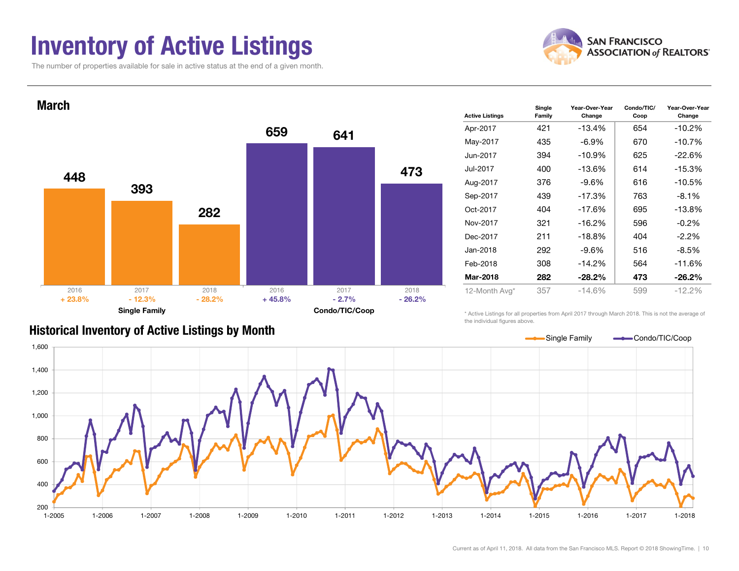# Inventory of Active Listings

The number of properties available for sale in active status at the end of a given month.

## March

| | 2016 | 2017 | 2018 |
|---|---|---|---|
| Single Family | 448 | 393 | 282 |
| Change | + 23.8% | - 12.3% | - 28.2% |
| Condo/TIC/Coop | 659 | 641 | 473 |
| Change | + 45.8% | - 2.7% | - 26.2% |

| Active Listings | Single Family | Year-Over-Year Change | Condo/TIC/Coop | Year-Over-Year Change |
|---|---|---|---|---|
| Apr-2017 | 421 | -13.4% | 654 | -10.2% |
| May-2017 | 435 | -6.9% | 670 | -10.7% |
| Jun-2017 | 394 | -10.9% | 625 | -22.6% |
| Jul-2017 | 400 | -13.6% | 614 | -15.3% |
| Aug-2017 | 376 | -9.6% | 616 | -10.5% |
| Sep-2017 | 439 | -17.3% | 763 | -8.1% |
| Oct-2017 | 404 | -17.6% | 695 | -13.8% |
| Nov-2017 | 321 | -16.2% | 596 | -0.2% |
| Dec-2017 | 211 | -18.8% | 404 | -2.2% |
| Jan-2018 | 292 | -9.6% | 516 | -8.5% |
| Feb-2018 | 308 | -14.2% | 564 | -11.6% |
| **Mar-2018** | **282** | **-28.2%** | **473** | **-26.2%** |
| 12-Month Avg* | 357 | -14.6% | 599 | -12.2% |

\* Active Listings for all properties from April 2017 through March 2018. This is not the average of the individual figures above.

## Historical Inventory of Active Listings by Month

Current as of April 11, 2018. All data from the San Francisco MLS. Report © 2018 ShowingTime.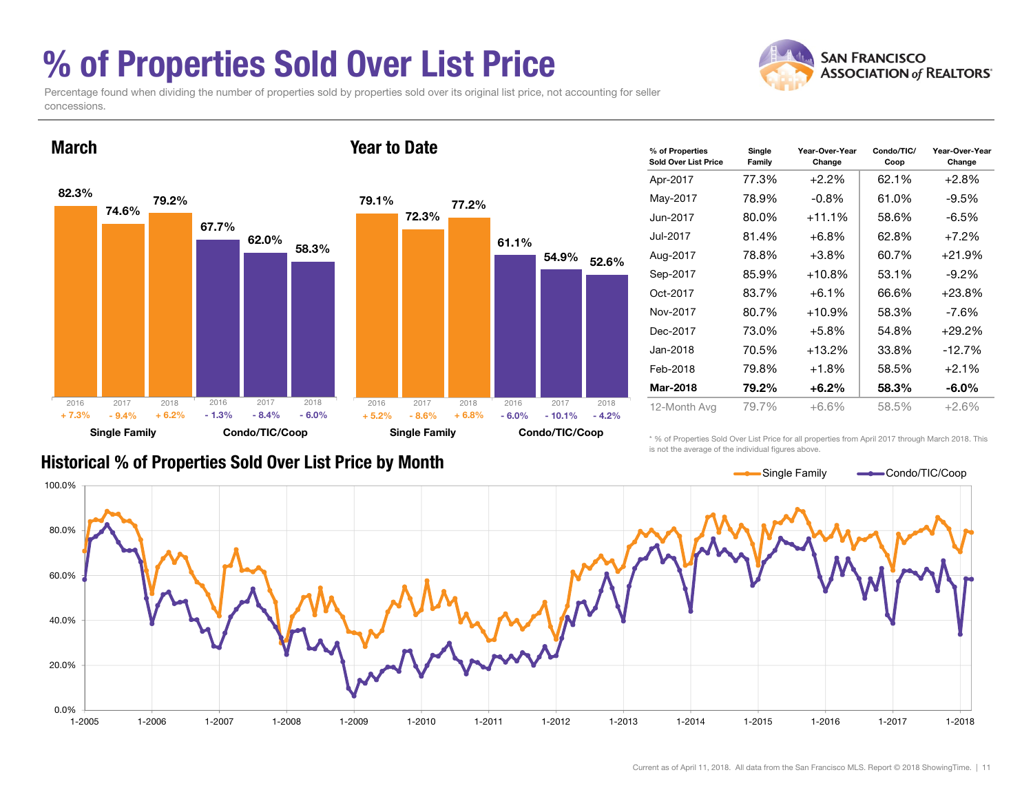# % of Properties Sold Over List Price

Percentage found when dividing the number of properties sold by properties sold over its original list price, not accounting for seller concessions.

**SAN FRANCISCO ASSOCIATION of REALTORS®**

## March

| | 2016 | 2017 | 2018 |
|---|---|---|---|
| Single Family | 82.3% | 74.6% | 79.2% |
| Change | + 7.3% | - 9.4% | + 6.2% |
| Condo/TIC/Coop | 67.7% | 62.0% | 58.3% |
| Change | - 1.3% | - 8.4% | - 6.0% |

## Year to Date

| | 2016 | 2017 | 2018 |
|---|---|---|---|
| Single Family | 79.1% | 72.3% | 77.2% |
| Change | + 5.2% | - 8.6% | + 6.8% |
| Condo/TIC/Coop | 61.1% | 54.9% | 52.6% |
| Change | - 6.0% | - 10.1% | - 4.2% |

| % of Properties Sold Over List Price | Single Family | Year-Over-Year Change | Condo/TIC/Coop | Year-Over-Year Change |
|---|---|---|---|---|
| Apr-2017 | 77.3% | +2.2% | 62.1% | +2.8% |
| May-2017 | 78.9% | -0.8% | 61.0% | -9.5% |
| Jun-2017 | 80.0% | +11.1% | 58.6% | -6.5% |
| Jul-2017 | 81.4% | +6.8% | 62.8% | +7.2% |
| Aug-2017 | 78.8% | +3.8% | 60.7% | +21.9% |
| Sep-2017 | 85.9% | +10.8% | 53.1% | -9.2% |
| Oct-2017 | 83.7% | +6.1% | 66.6% | +23.8% |
| Nov-2017 | 80.7% | +10.9% | 58.3% | -7.6% |
| Dec-2017 | 73.0% | +5.8% | 54.8% | +29.2% |
| Jan-2018 | 70.5% | +13.2% | 33.8% | -12.7% |
| Feb-2018 | 79.8% | +1.8% | 58.5% | +2.1% |
| **Mar-2018** | **79.2%** | **+6.2%** | **58.3%** | **-6.0%** |
| 12-Month Avg | 79.7% | +6.6% | 58.5% | +2.6% |

\* % of Properties Sold Over List Price for all properties from April 2017 through March 2018. This is not the average of the individual figures above.

## Historical % of Properties Sold Over List Price by Month

Legend: Single Family, Condo/TIC/Coop

Y-axis: 0.0%, 20.0%, 40.0%, 60.0%, 80.0%, 100.0%
X-axis: 1-2005, 1-2006, 1-2007, 1-2008, 1-2009, 1-2010, 1-2011, 1-2012, 1-2013, 1-2014, 1-2015, 1-2016, 1-2017, 1-2018

Current as of April 11, 2018. All data from the San Francisco MLS. Report © 2018 ShowingTime.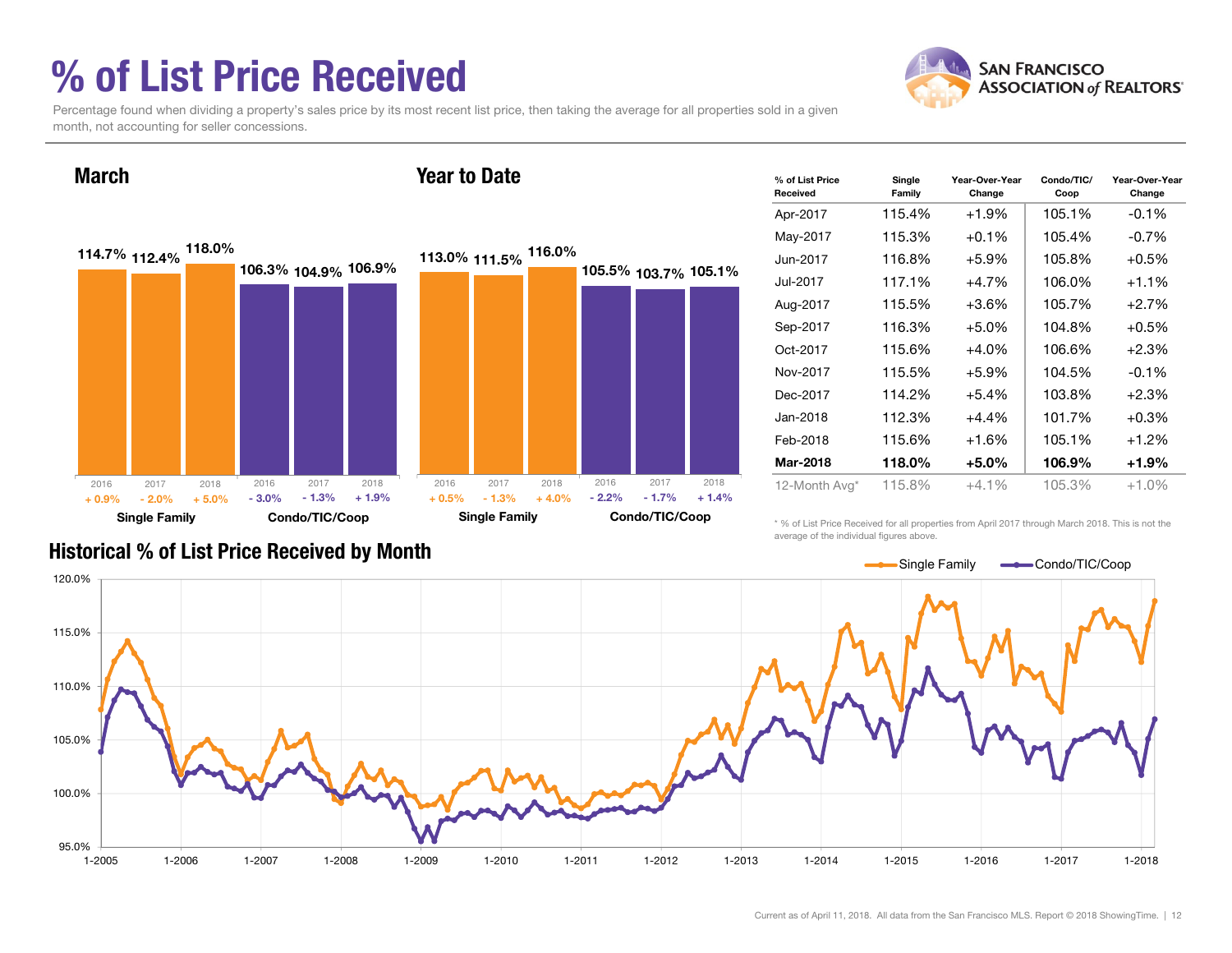# % of List Price Received

Percentage found when dividing a property's sales price by its most recent list price, then taking the average for all properties sold in a given month, not accounting for seller concessions.

## March

| | 2016 | 2017 | 2018 |
|---|---|---|---|
| Single Family | 114.7% (+ 0.9%) | 112.4% (- 2.0%) | 118.0% (+ 5.0%) |
| Condo/TIC/Coop | 106.3% (- 3.0%) | 104.9% (- 1.3%) | 106.9% (+ 1.9%) |

## Year to Date

| | 2016 | 2017 | 2018 |
|---|---|---|---|
| Single Family | 113.0% (+ 0.5%) | 111.5% (- 1.3%) | 116.0% (+ 4.0%) |
| Condo/TIC/Coop | 105.5% (- 2.2%) | 103.7% (- 1.7%) | 105.1% (+ 1.4%) |

| % of List Price Received | Single Family | Year-Over-Year Change | Condo/TIC/Coop | Year-Over-Year Change |
|---|---|---|---|---|
| Apr-2017 | 115.4% | +1.9% | 105.1% | -0.1% |
| May-2017 | 115.3% | +0.1% | 105.4% | -0.7% |
| Jun-2017 | 116.8% | +5.9% | 105.8% | +0.5% |
| Jul-2017 | 117.1% | +4.7% | 106.0% | +1.1% |
| Aug-2017 | 115.5% | +3.6% | 105.7% | +2.7% |
| Sep-2017 | 116.3% | +5.0% | 104.8% | +0.5% |
| Oct-2017 | 115.6% | +4.0% | 106.6% | +2.3% |
| Nov-2017 | 115.5% | +5.9% | 104.5% | -0.1% |
| Dec-2017 | 114.2% | +5.4% | 103.8% | +2.3% |
| Jan-2018 | 112.3% | +4.4% | 101.7% | +0.3% |
| Feb-2018 | 115.6% | +1.6% | 105.1% | +1.2% |
| **Mar-2018** | **118.0%** | **+5.0%** | **106.9%** | **+1.9%** |
| 12-Month Avg* | 115.8% | +4.1% | 105.3% | +1.0% |

\* % of List Price Received for all properties from April 2017 through March 2018. This is not the average of the individual figures above.

## Historical % of List Price Received by Month

Single Family / Condo/TIC/Coop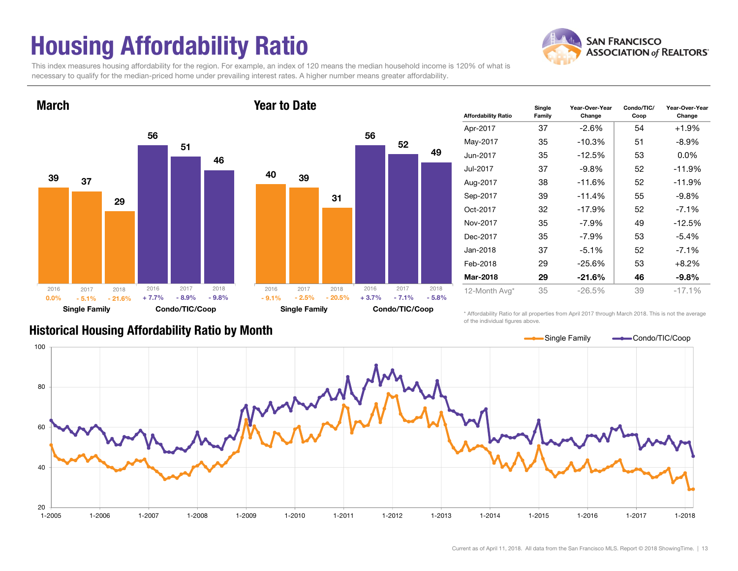# Housing Affordability Ratio

This index measures housing affordability for the region. For example, an index of 120 means the median household income is 120% of what is necessary to qualify for the median-priced home under prevailing interest rates. A higher number means greater affordability.

SAN FRANCISCO ASSOCIATION of REALTORS®

## March

| | Single Family | | | Condo/TIC/Coop | | |
|---|---|---|---|---|---|---|
| Year | 2016 | 2017 | 2018 | 2016 | 2017 | 2018 |
| Ratio | 39 | 37 | 29 | 56 | 51 | 46 |
| Change | 0.0% | - 5.1% | - 21.6% | + 7.7% | - 8.9% | - 9.8% |

## Year to Date

| | Single Family | | | Condo/TIC/Coop | | |
|---|---|---|---|---|---|---|
| Year | 2016 | 2017 | 2018 | 2016 | 2017 | 2018 |
| Ratio | 40 | 39 | 31 | 56 | 52 | 49 |
| Change | - 9.1% | - 2.5% | - 20.5% | + 3.7% | - 7.1% | - 5.8% |

| Affordability Ratio | Single Family | Year-Over-Year Change | Condo/TIC/Coop | Year-Over-Year Change |
|---|---|---|---|---|
| Apr-2017 | 37 | -2.6% | 54 | +1.9% |
| May-2017 | 35 | -10.3% | 51 | -8.9% |
| Jun-2017 | 35 | -12.5% | 53 | 0.0% |
| Jul-2017 | 37 | -9.8% | 52 | -11.9% |
| Aug-2017 | 38 | -11.6% | 52 | -11.9% |
| Sep-2017 | 39 | -11.4% | 55 | -9.8% |
| Oct-2017 | 32 | -17.9% | 52 | -7.1% |
| Nov-2017 | 35 | -7.9% | 49 | -12.5% |
| Dec-2017 | 35 | -7.9% | 53 | -5.4% |
| Jan-2018 | 37 | -5.1% | 52 | -7.1% |
| Feb-2018 | 29 | -25.6% | 53 | +8.2% |
| **Mar-2018** | **29** | **-21.6%** | **46** | **-9.8%** |
| 12-Month Avg* | 35 | -26.5% | 39 | -17.1% |

\* Affordability Ratio for all properties from April 2017 through March 2018. This is not the average of the individual figures above.

## Historical Housing Affordability Ratio by Month

Legend: Single Family, Condo/TIC/Coop

Current as of April 11, 2018. All data from the San Francisco MLS. Report © 2018 ShowingTime.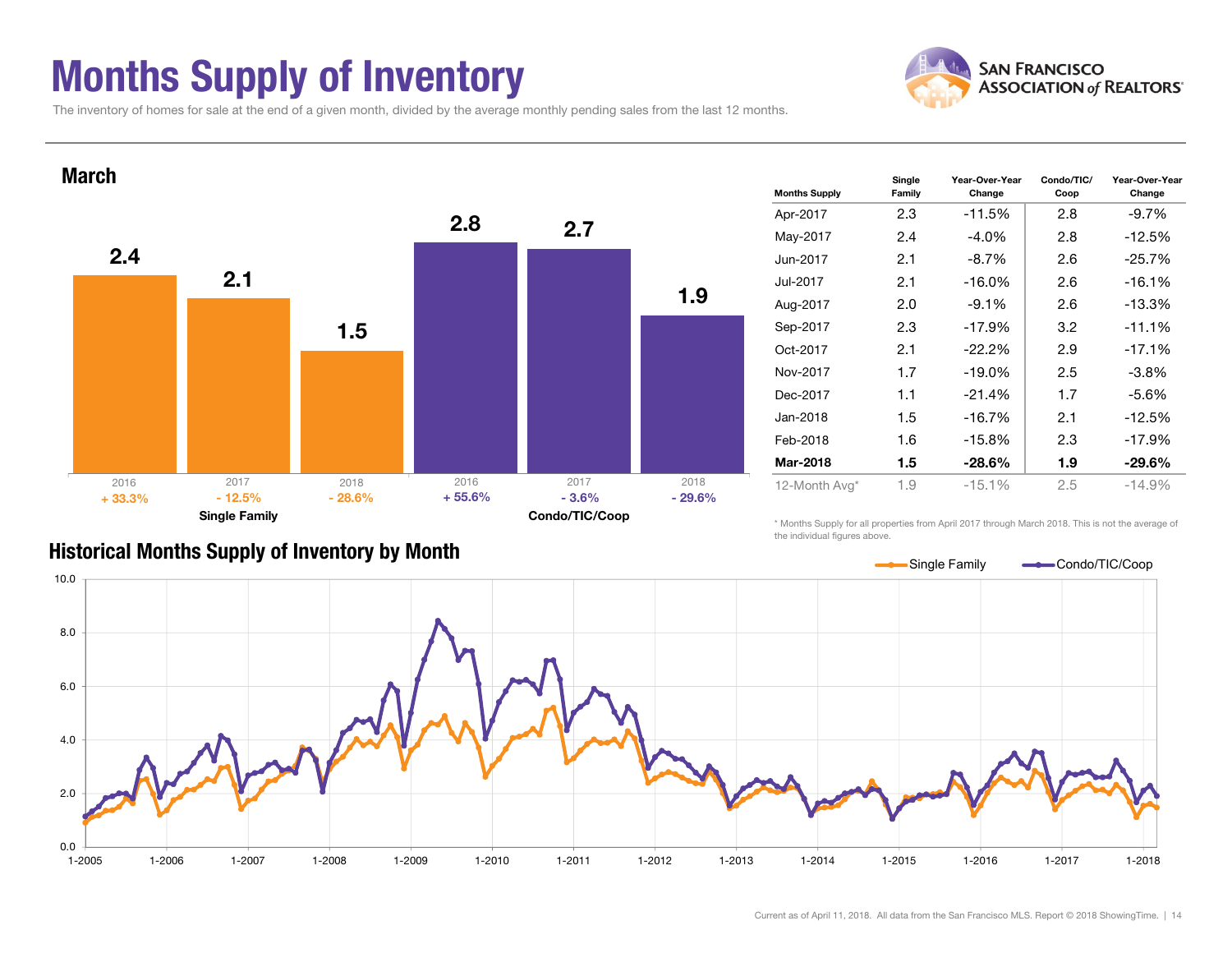# Months Supply of Inventory

The inventory of homes for sale at the end of a given month, divided by the average monthly pending sales from the last 12 months.

## March

| | 2016 | 2017 | 2018 |
|---|---|---|---|
| **Single Family** | 2.4 | 2.1 | 1.5 |
| Change | + 33.3% | - 12.5% | - 28.6% |
| **Condo/TIC/Coop** | 2.8 | 2.7 | 1.9 |
| Change | + 55.6% | - 3.6% | - 29.6% |

| Months Supply | Single Family | Year-Over-Year Change | Condo/TIC/ Coop | Year-Over-Year Change |
|---|---|---|---|---|
| Apr-2017 | 2.3 | -11.5% | 2.8 | -9.7% |
| May-2017 | 2.4 | -4.0% | 2.8 | -12.5% |
| Jun-2017 | 2.1 | -8.7% | 2.6 | -25.7% |
| Jul-2017 | 2.1 | -16.0% | 2.6 | -16.1% |
| Aug-2017 | 2.0 | -9.1% | 2.6 | -13.3% |
| Sep-2017 | 2.3 | -17.9% | 3.2 | -11.1% |
| Oct-2017 | 2.1 | -22.2% | 2.9 | -17.1% |
| Nov-2017 | 1.7 | -19.0% | 2.5 | -3.8% |
| Dec-2017 | 1.1 | -21.4% | 1.7 | -5.6% |
| Jan-2018 | 1.5 | -16.7% | 2.1 | -12.5% |
| Feb-2018 | 1.6 | -15.8% | 2.3 | -17.9% |
| **Mar-2018** | **1.5** | **-28.6%** | **1.9** | **-29.6%** |
| 12-Month Avg* | 1.9 | -15.1% | 2.5 | -14.9% |

* Months Supply for all properties from April 2017 through March 2018. This is not the average of the individual figures above.

## Historical Months Supply of Inventory by Month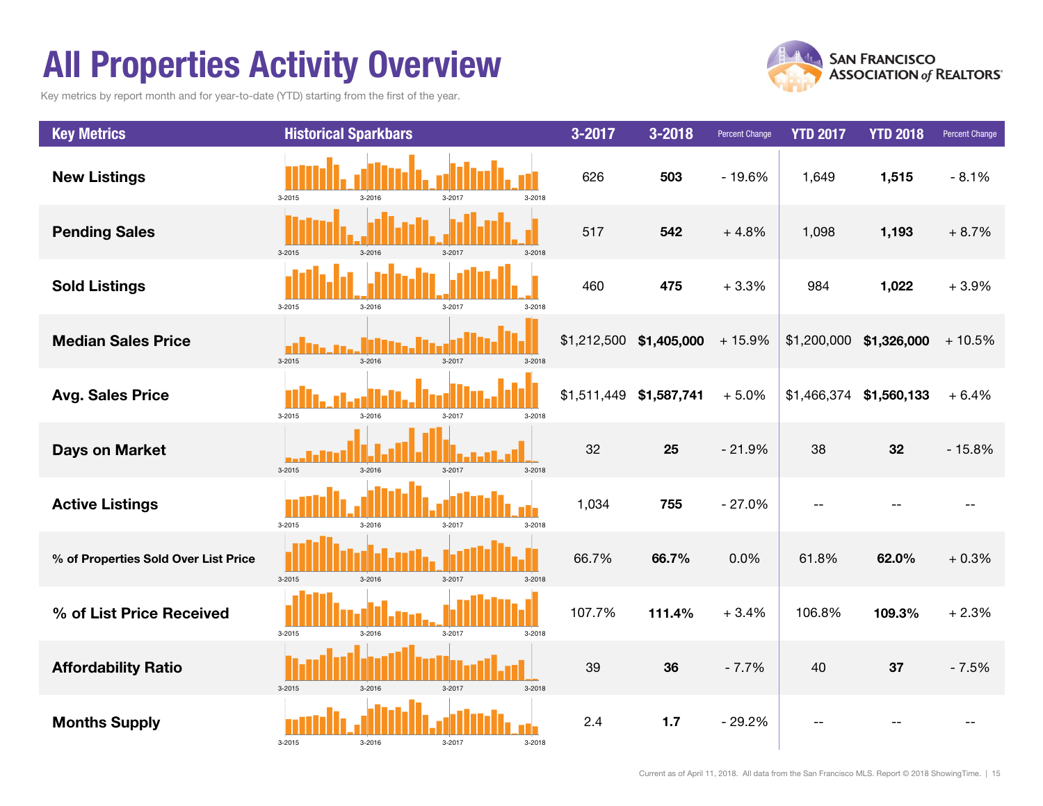# All Properties Activity Overview

Key metrics by report month and for year-to-date (YTD) starting from the first of the year.

SAN FRANCISCO ASSOCIATION of REALTORS®

| Key Metrics | Historical Sparkbars | 3-2017 | 3-2018 | Percent Change | YTD 2017 | YTD 2018 | Percent Change |
|---|---|---|---|---|---|---|---|
| New Listings | 3-2015 3-2016 3-2017 3-2018 | 626 | **503** | - 19.6% | 1,649 | **1,515** | - 8.1% |
| Pending Sales | 3-2015 3-2016 3-2017 3-2018 | 517 | **542** | + 4.8% | 1,098 | **1,193** | + 8.7% |
| Sold Listings | 3-2015 3-2016 3-2017 3-2018 | 460 | **475** | + 3.3% | 984 | **1,022** | + 3.9% |
| Median Sales Price | 3-2015 3-2016 3-2017 3-2018 | $1,212,500 | **$1,405,000** | + 15.9% | $1,200,000 | **$1,326,000** | + 10.5% |
| Avg. Sales Price | 3-2015 3-2016 3-2017 3-2018 | $1,511,449 | **$1,587,741** | + 5.0% | $1,466,374 | **$1,560,133** | + 6.4% |
| Days on Market | 3-2015 3-2016 3-2017 3-2018 | 32 | **25** | - 21.9% | 38 | **32** | - 15.8% |
| Active Listings | 3-2015 3-2016 3-2017 3-2018 | 1,034 | **755** | - 27.0% | -- | -- | -- |
| % of Properties Sold Over List Price | 3-2015 3-2016 3-2017 3-2018 | 66.7% | **66.7%** | 0.0% | 61.8% | **62.0%** | + 0.3% |
| % of List Price Received | 3-2015 3-2016 3-2017 3-2018 | 107.7% | **111.4%** | + 3.4% | 106.8% | **109.3%** | + 2.3% |
| Affordability Ratio | 3-2015 3-2016 3-2017 3-2018 | 39 | **36** | - 7.7% | 40 | **37** | - 7.5% |
| Months Supply | 3-2015 3-2016 3-2017 3-2018 | 2.4 | **1.7** | - 29.2% | -- | -- | -- |

Current as of April 11, 2018. All data from the San Francisco MLS. Report © 2018 ShowingTime.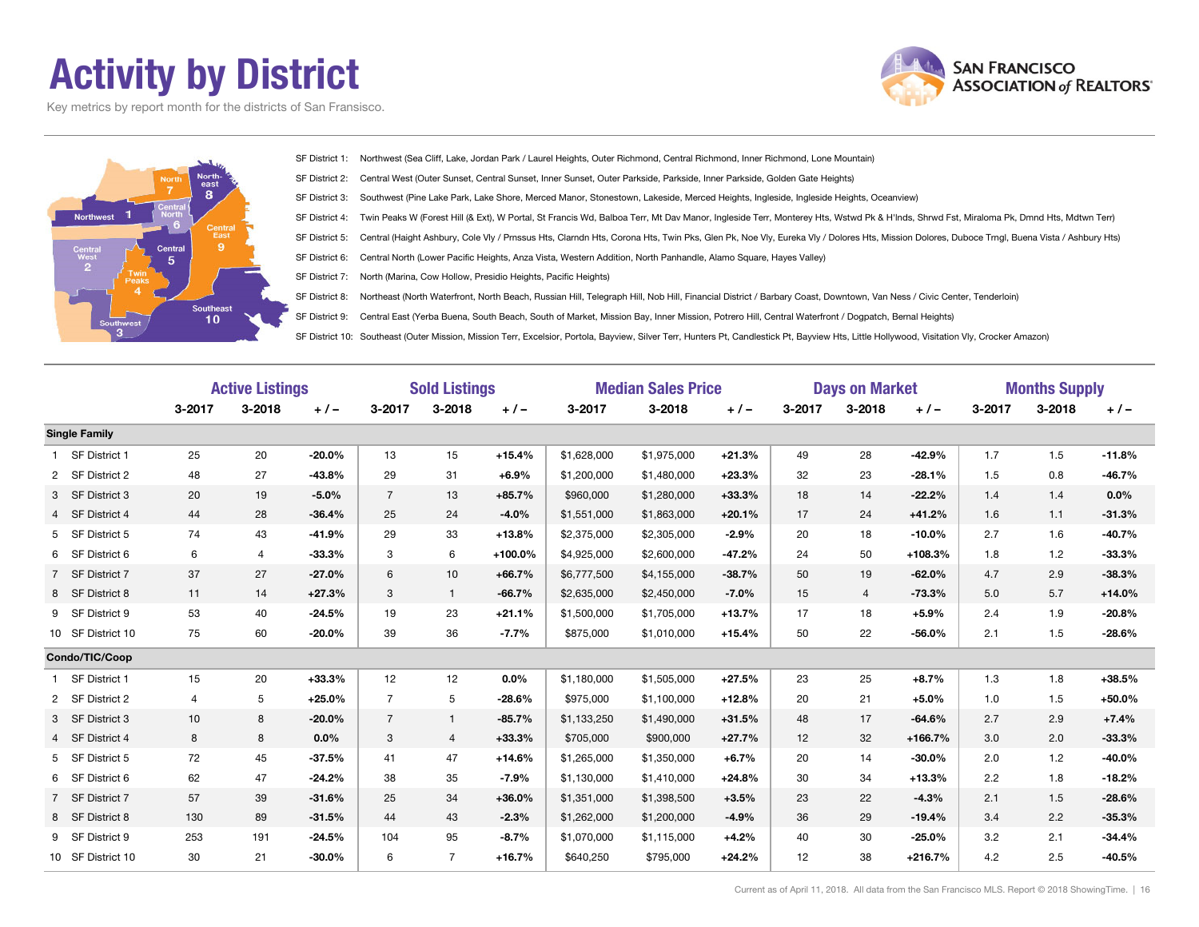# Activity by District

Key metrics by report month for the districts of San Fransisco.

SAN FRANCISCO ASSOCIATION of REALTORS®

Northwest 1
Central West 2
Southwest 3
Twin Peaks 4
Central 5
Central North 6
North 7
Northeast 8
Central East 9
Southeast 10

SF District 1: Northwest (Sea Cliff, Lake, Jordan Park / Laurel Heights, Outer Richmond, Central Richmond, Inner Richmond, Lone Mountain)

SF District 2: Central West (Outer Sunset, Central Sunset, Inner Sunset, Outer Parkside, Parkside, Inner Parkside, Golden Gate Heights)

SF District 3: Southwest (Pine Lake Park, Lake Shore, Merced Manor, Stonestown, Lakeside, Merced Heights, Ingleside, Ingleside Heights, Oceanview)

SF District 4: Twin Peaks W (Forest Hill (& Ext), W Portal, St Francis Wd, Balboa Terr, Mt Dav Manor, Ingleside Terr, Monterey Hts, Wstwd Pk & H'lnds, Shrwd Fst, Miraloma Pk, Dmnd Hts, Mdtwn Terr)

SF District 5: Central (Haight Ashbury, Cole Vly / Prnssus Hts, Clarndn Hts, Corona Hts, Twin Pks, Glen Pk, Noe Vly, Eureka Vly / Dolores Hts, Mission Dolores, Duboce Trngl, Buena Vista / Ashbury Hts)

SF District 6: Central North (Lower Pacific Heights, Anza Vista, Western Addition, North Panhandle, Alamo Square, Hayes Valley)

SF District 7: North (Marina, Cow Hollow, Presidio Heights, Pacific Heights)

SF District 8: Northeast (North Waterfront, North Beach, Russian Hill, Telegraph Hill, Nob Hill, Financial District / Barbary Coast, Downtown, Van Ness / Civic Center, Tenderloin)

SF District 9: Central East (Yerba Buena, South Beach, South of Market, Mission Bay, Inner Mission, Potrero Hill, Central Waterfront / Dogpatch, Bernal Heights)

SF District 10: Southeast (Outer Mission, Mission Terr, Excelsior, Portola, Bayview, Silver Terr, Hunters Pt, Candlestick Pt, Bayview Hts, Little Hollywood, Visitation Vly, Crocker Amazon)

| | | Active Listings | | | Sold Listings | | | Median Sales Price | | | Days on Market | | | Months Supply | | |
|---|---|---|---|---|---|---|---|---|---|---|---|---|---|---|---|---|
| | | 3-2017 | 3-2018 | + / – | 3-2017 | 3-2018 | + / – | 3-2017 | 3-2018 | + / – | 3-2017 | 3-2018 | + / – | 3-2017 | 3-2018 | + / – |
| **Single Family** | | | | | | | | | | | | | | | | |
| 1 | SF District 1 | 25 | 20 | **-20.0%** | 13 | 15 | **+15.4%** | $1,628,000 | $1,975,000 | **+21.3%** | 49 | 28 | **-42.9%** | 1.7 | 1.5 | **-11.8%** |
| 2 | SF District 2 | 48 | 27 | **-43.8%** | 29 | 31 | **+6.9%** | $1,200,000 | $1,480,000 | **+23.3%** | 32 | 23 | **-28.1%** | 1.5 | 0.8 | **-46.7%** |
| 3 | SF District 3 | 20 | 19 | **-5.0%** | 7 | 13 | **+85.7%** | $960,000 | $1,280,000 | **+33.3%** | 18 | 14 | **-22.2%** | 1.4 | 1.4 | **0.0%** |
| 4 | SF District 4 | 44 | 28 | **-36.4%** | 25 | 24 | **-4.0%** | $1,551,000 | $1,863,000 | **+20.1%** | 17 | 24 | **+41.2%** | 1.6 | 1.1 | **-31.3%** |
| 5 | SF District 5 | 74 | 43 | **-41.9%** | 29 | 33 | **+13.8%** | $2,375,000 | $2,305,000 | **-2.9%** | 20 | 18 | **-10.0%** | 2.7 | 1.6 | **-40.7%** |
| 6 | SF District 6 | 6 | 4 | **-33.3%** | 3 | 6 | **+100.0%** | $4,925,000 | $2,600,000 | **-47.2%** | 24 | 50 | **+108.3%** | 1.8 | 1.2 | **-33.3%** |
| 7 | SF District 7 | 37 | 27 | **-27.0%** | 6 | 10 | **+66.7%** | $6,777,500 | $4,155,000 | **-38.7%** | 50 | 19 | **-62.0%** | 4.7 | 2.9 | **-38.3%** |
| 8 | SF District 8 | 11 | 14 | **+27.3%** | 3 | 1 | **-66.7%** | $2,635,000 | $2,450,000 | **-7.0%** | 15 | 4 | **-73.3%** | 5.0 | 5.7 | **+14.0%** |
| 9 | SF District 9 | 53 | 40 | **-24.5%** | 19 | 23 | **+21.1%** | $1,500,000 | $1,705,000 | **+13.7%** | 17 | 18 | **+5.9%** | 2.4 | 1.9 | **-20.8%** |
| 10 | SF District 10 | 75 | 60 | **-20.0%** | 39 | 36 | **-7.7%** | $875,000 | $1,010,000 | **+15.4%** | 50 | 22 | **-56.0%** | 2.1 | 1.5 | **-28.6%** |
| **Condo/TIC/Coop** | | | | | | | | | | | | | | | | |
| 1 | SF District 1 | 15 | 20 | **+33.3%** | 12 | 12 | **0.0%** | $1,180,000 | $1,505,000 | **+27.5%** | 23 | 25 | **+8.7%** | 1.3 | 1.8 | **+38.5%** |
| 2 | SF District 2 | 4 | 5 | **+25.0%** | 7 | 5 | **-28.6%** | $975,000 | $1,100,000 | **+12.8%** | 20 | 21 | **+5.0%** | 1.0 | 1.5 | **+50.0%** |
| 3 | SF District 3 | 10 | 8 | **-20.0%** | 7 | 1 | **-85.7%** | $1,133,250 | $1,490,000 | **+31.5%** | 48 | 17 | **-64.6%** | 2.7 | 2.9 | **+7.4%** |
| 4 | SF District 4 | 8 | 8 | **0.0%** | 3 | 4 | **+33.3%** | $705,000 | $900,000 | **+27.7%** | 12 | 32 | **+166.7%** | 3.0 | 2.0 | **-33.3%** |
| 5 | SF District 5 | 72 | 45 | **-37.5%** | 41 | 47 | **+14.6%** | $1,265,000 | $1,350,000 | **+6.7%** | 20 | 14 | **-30.0%** | 2.0 | 1.2 | **-40.0%** |
| 6 | SF District 6 | 62 | 47 | **-24.2%** | 38 | 35 | **-7.9%** | $1,130,000 | $1,410,000 | **+24.8%** | 30 | 34 | **+13.3%** | 2.2 | 1.8 | **-18.2%** |
| 7 | SF District 7 | 57 | 39 | **-31.6%** | 25 | 34 | **+36.0%** | $1,351,000 | $1,398,500 | **+3.5%** | 23 | 22 | **-4.3%** | 2.1 | 1.5 | **-28.6%** |
| 8 | SF District 8 | 130 | 89 | **-31.5%** | 44 | 43 | **-2.3%** | $1,262,000 | $1,200,000 | **-4.9%** | 36 | 29 | **-19.4%** | 3.4 | 2.2 | **-35.3%** |
| 9 | SF District 9 | 253 | 191 | **-24.5%** | 104 | 95 | **-8.7%** | $1,070,000 | $1,115,000 | **+4.2%** | 40 | 30 | **-25.0%** | 3.2 | 2.1 | **-34.4%** |
| 10 | SF District 10 | 30 | 21 | **-30.0%** | 6 | 7 | **+16.7%** | $640,250 | $795,000 | **+24.2%** | 12 | 38 | **+216.7%** | 4.2 | 2.5 | **-40.5%** |

Current as of April 11, 2018. All data from the San Francisco MLS. Report © 2018 ShowingTime.